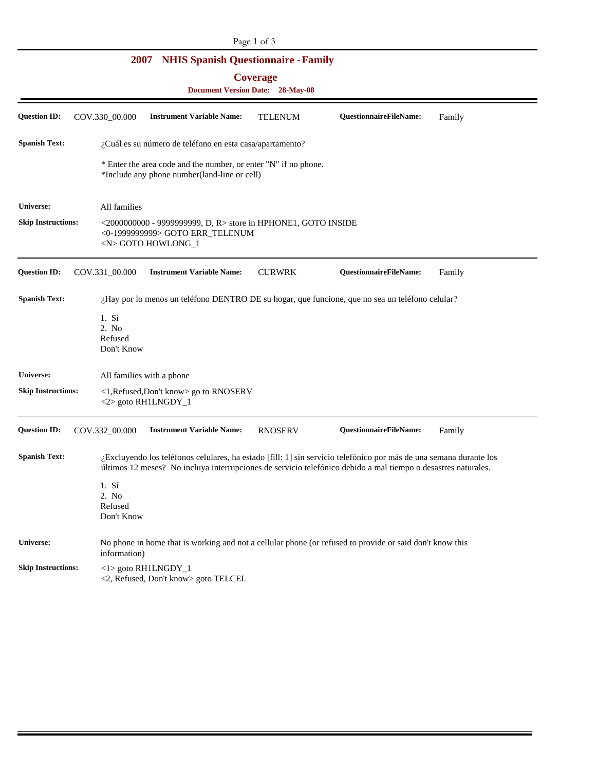# 2007 NHIS Spanish Questionnaire - Family

## Coverage

**Document Version Date: 28-May-08**

---

**Question ID:** COV.330_00.000 **Instrument Variable Name:** TELENUM **QuestionnaireFileName:** Family

**Spanish Text:** ¿Cuál es su número de teléfono en esta casa/apartamento?

* Enter the area code and the number, or enter "N" if no phone.
*Include any phone number(land-line or cell)

**Universe:** All families

**Skip Instructions:**
<2000000000 - 9999999999, D, R> store in HPHONE1, GOTO INSIDE
<0-1999999999> GOTO ERR_TELENUM
<N> GOTO HOWLONG_1

---

**Question ID:** COV.331_00.000 **Instrument Variable Name:** CURWRK **QuestionnaireFileName:** Family

**Spanish Text:** ¿Hay por lo menos un teléfono DENTRO DE su hogar, que funcione, que no sea un teléfono celular?

1. Sí
2. No

Refused
Don't Know

**Universe:** All families with a phone

**Skip Instructions:**
<1,Refused,Don't know> go to RNOSERV
<2> goto RH1LNGDY_1

---

**Question ID:** COV.332_00.000 **Instrument Variable Name:** RNOSERV **QuestionnaireFileName:** Family

**Spanish Text:** ¿Excluyendo los teléfonos celulares, ha estado [fill: 1] sin servicio telefónico por más de una semana durante los últimos 12 meses? No incluya interrupciones de servicio telefónico debido a mal tiempo o desastres naturales.

1. Sí
2. No

Refused
Don't Know

**Universe:** No phone in home that is working and not a cellular phone (or refused to provide or said don't know this information)

**Skip Instructions:**
<1> goto RH1LNGDY_1
<2, Refused, Don't know> goto TELCEL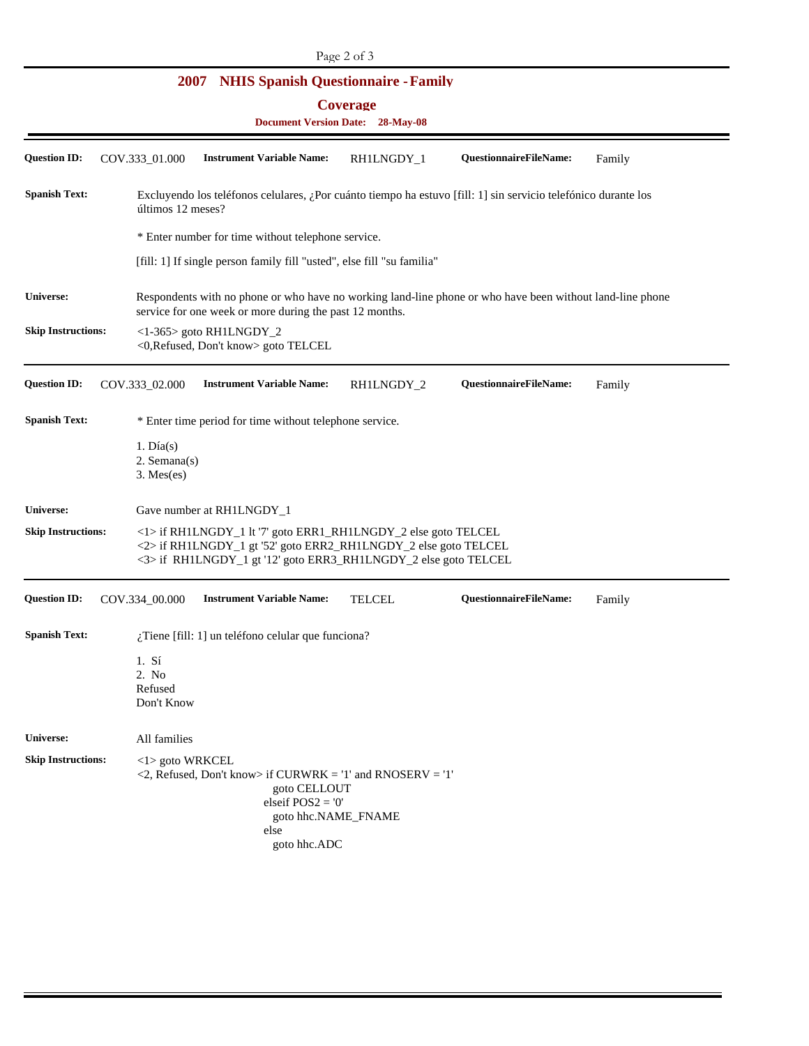# 2007 NHIS Spanish Questionnaire - Family

## Coverage

**Document Version Date: 28-May-08**

---

**Question ID:** COV.333_01.000 **Instrument Variable Name:** RH1LNGDY_1 **QuestionnaireFileName:** Family

**Spanish Text:**

Excluyendo los teléfonos celulares, ¿Por cuánto tiempo ha estuvo [fill: 1] sin servicio telefónico durante los últimos 12 meses?

* Enter number for time without telephone service.

[fill: 1] If single person family fill "usted", else fill "su familia"

**Universe:** Respondents with no phone or who have no working land-line phone or who have been without land-line phone service for one week or more during the past 12 months.

**Skip Instructions:**

<1-365> goto RH1LNGDY_2
<0,Refused, Don't know> goto TELCEL

---

**Question ID:** COV.333_02.000 **Instrument Variable Name:** RH1LNGDY_2 **QuestionnaireFileName:** Family

**Spanish Text:**

* Enter time period for time without telephone service.

1. Día(s)
2. Semana(s)
3. Mes(es)

**Universe:** Gave number at RH1LNGDY_1

**Skip Instructions:**

<1> if RH1LNGDY_1 lt '7' goto ERR1_RH1LNGDY_2 else goto TELCEL
<2> if RH1LNGDY_1 gt '52' goto ERR2_RH1LNGDY_2 else goto TELCEL
<3> if RH1LNGDY_1 gt '12' goto ERR3_RH1LNGDY_2 else goto TELCEL

---

**Question ID:** COV.334_00.000 **Instrument Variable Name:** TELCEL **QuestionnaireFileName:** Family

**Spanish Text:**

¿Tiene [fill: 1] un teléfono celular que funciona?

1. Sí
2. No

Refused
Don't Know

**Universe:** All families

**Skip Instructions:**

```
<1> goto WRKCEL
<2, Refused, Don't know> if CURWRK = '1' and RNOSERV = '1'
                           goto CELLOUT
                         elseif POS2 = '0'
                           goto hhc.NAME_FNAME
                         else
                           goto hhc.ADC
```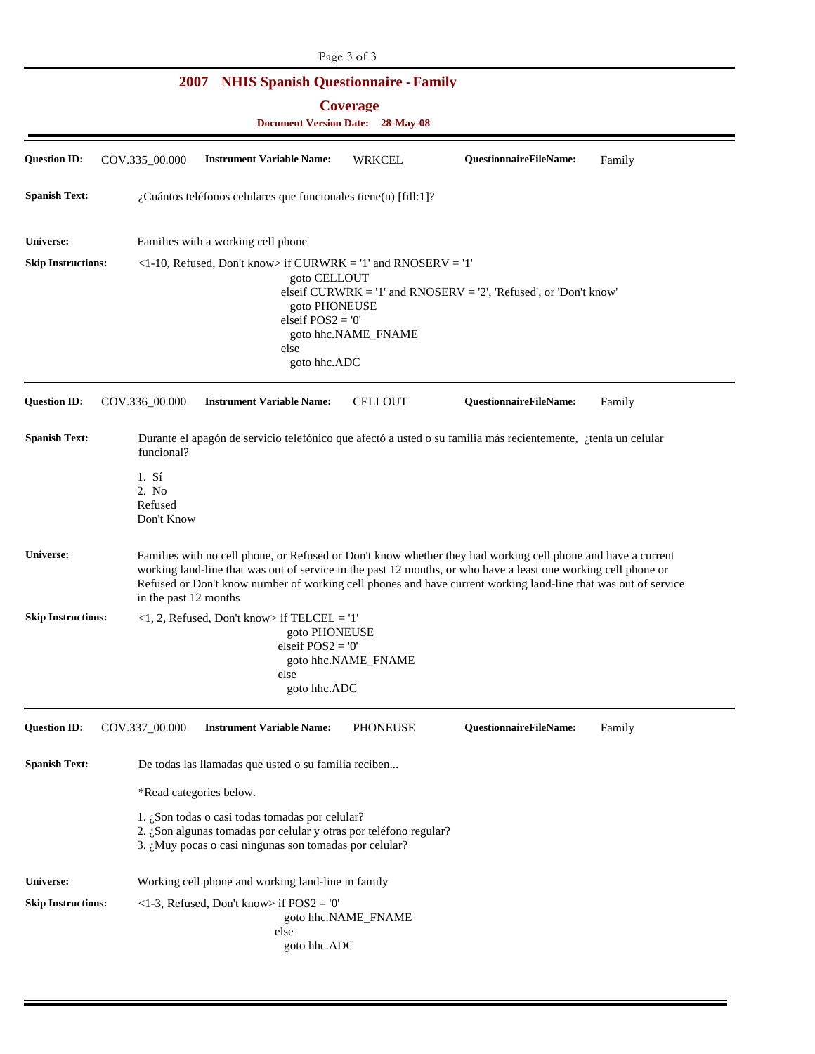# 2007 NHIS Spanish Questionnaire - Family

## Coverage

**Document Version Date: 28-May-08**

---

**Question ID:** COV.335_00.000 **Instrument Variable Name:** WRKCEL **QuestionnaireFileName:** Family

**Spanish Text:** ¿Cuántos teléfonos celulares que funcionales tiene(n) [fill:1]?

**Universe:** Families with a working cell phone

**Skip Instructions:**

```
<1-10, Refused, Don't know> if CURWRK = '1' and RNOSERV = '1'
    goto CELLOUT
elseif CURWRK = '1' and RNOSERV = '2', 'Refused', or 'Don't know'
    goto PHONEUSE
elseif POS2 = '0'
    goto hhc.NAME_FNAME
else
    goto hhc.ADC
```

---

**Question ID:** COV.336_00.000 **Instrument Variable Name:** CELLOUT **QuestionnaireFileName:** Family

**Spanish Text:** Durante el apagón de servicio telefónico que afectó a usted o su familia más recientemente, ¿tenía un celular funcional?

1. Sí
2. No

Refused
Don't Know

**Universe:** Families with no cell phone, or Refused or Don't know whether they had working cell phone and have a current working land-line that was out of service in the past 12 months, or who have a least one working cell phone or Refused or Don't know number of working cell phones and have current working land-line that was out of service in the past 12 months

**Skip Instructions:**

```
<1, 2, Refused, Don't know> if TELCEL = '1'
    goto PHONEUSE
elseif POS2 = '0'
    goto hhc.NAME_FNAME
else
    goto hhc.ADC
```

---

**Question ID:** COV.337_00.000 **Instrument Variable Name:** PHONEUSE **QuestionnaireFileName:** Family

**Spanish Text:** De todas las llamadas que usted o su familia reciben...

*Read categories below.

1. ¿Son todas o casi todas tomadas por celular?
2. ¿Son algunas tomadas por celular y otras por teléfono regular?
3. ¿Muy pocas o casi ningunas son tomadas por celular?

**Universe:** Working cell phone and working land-line in family

**Skip Instructions:**

```
<1-3, Refused, Don't know> if POS2 = '0'
    goto hhc.NAME_FNAME
else
    goto hhc.ADC
```